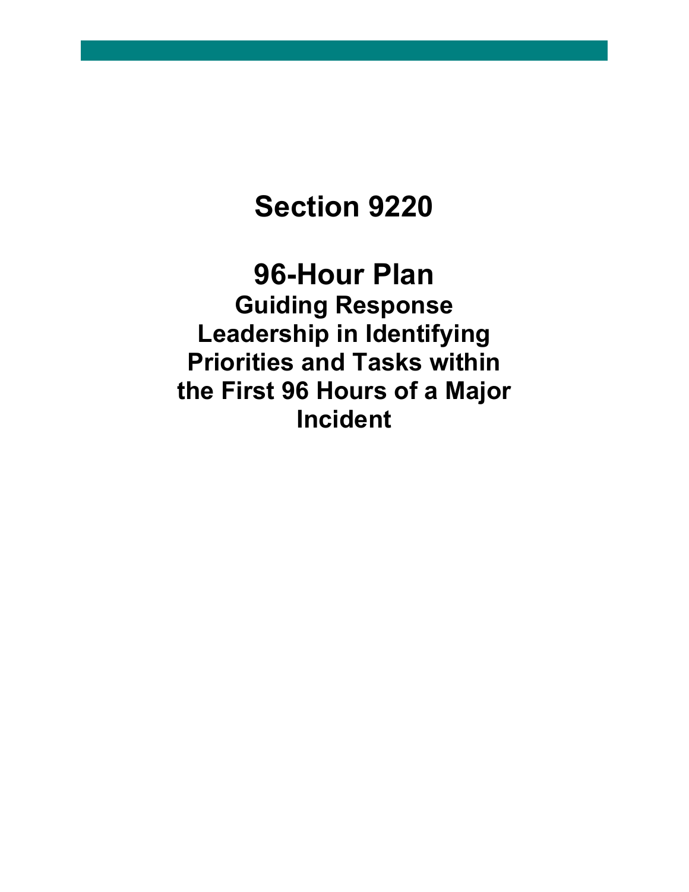# Section 9220

## 96-Hour Plan

### Guiding Response Leadership in Identifying Priorities and Tasks within the First 96 Hours of a Major Incident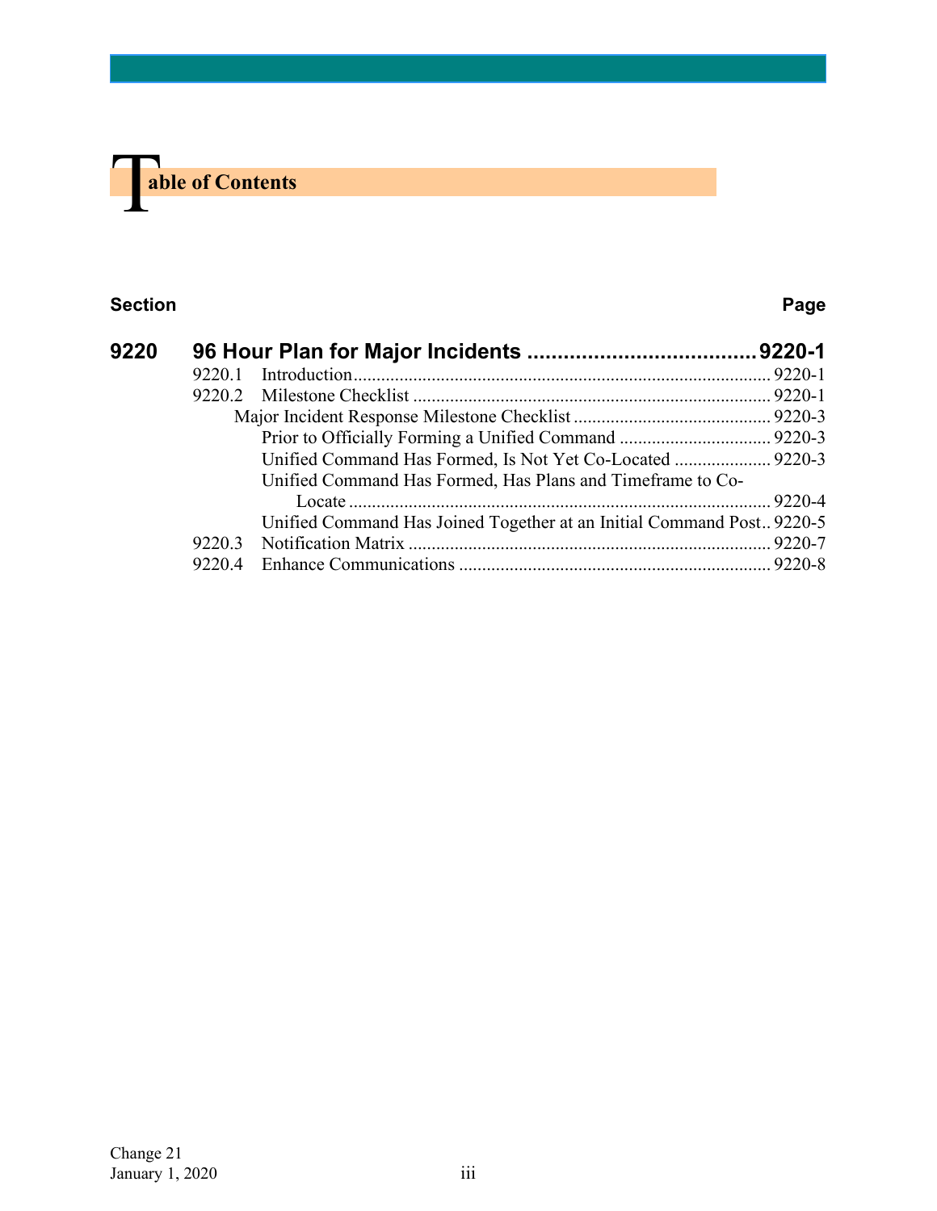# Table of Contents

| Section | | Page |
|---|---|---|
| **9220** | **96 Hour Plan for Major Incidents** | **9220-1** |
| | 9220.1 Introduction | 9220-1 |
| | 9220.2 Milestone Checklist | 9220-1 |
| | Major Incident Response Milestone Checklist | 9220-3 |
| | Prior to Officially Forming a Unified Command | 9220-3 |
| | Unified Command Has Formed, Is Not Yet Co-Located | 9220-3 |
| | Unified Command Has Formed, Has Plans and Timeframe to Co-Locate | 9220-4 |
| | Unified Command Has Joined Together at an Initial Command Post | 9220-5 |
| | 9220.3 Notification Matrix | 9220-7 |
| | 9220.4 Enhance Communications | 9220-8 |

Change 21
January 1, 2020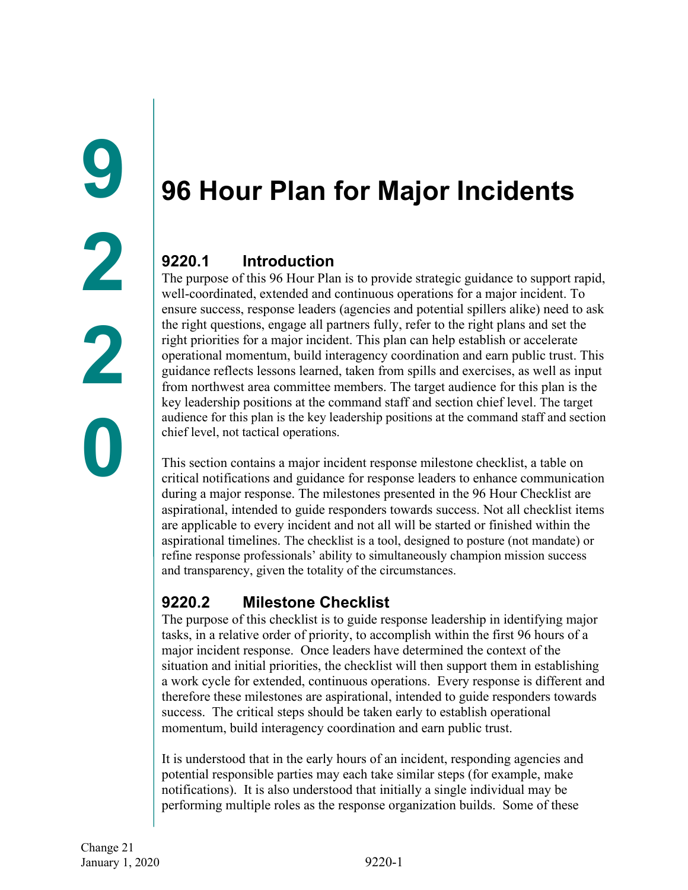# 96 Hour Plan for Major Incidents

## 9220.1 Introduction

The purpose of this 96 Hour Plan is to provide strategic guidance to support rapid, well-coordinated, extended and continuous operations for a major incident. To ensure success, response leaders (agencies and potential spillers alike) need to ask the right questions, engage all partners fully, refer to the right plans and set the right priorities for a major incident. This plan can help establish or accelerate operational momentum, build interagency coordination and earn public trust. This guidance reflects lessons learned, taken from spills and exercises, as well as input from northwest area committee members. The target audience for this plan is the key leadership positions at the command staff and section chief level. The target audience for this plan is the key leadership positions at the command staff and section chief level, not tactical operations.

This section contains a major incident response milestone checklist, a table on critical notifications and guidance for response leaders to enhance communication during a major response. The milestones presented in the 96 Hour Checklist are aspirational, intended to guide responders towards success. Not all checklist items are applicable to every incident and not all will be started or finished within the aspirational timelines. The checklist is a tool, designed to posture (not mandate) or refine response professionals' ability to simultaneously champion mission success and transparency, given the totality of the circumstances.

## 9220.2 Milestone Checklist

The purpose of this checklist is to guide response leadership in identifying major tasks, in a relative order of priority, to accomplish within the first 96 hours of a major incident response. Once leaders have determined the context of the situation and initial priorities, the checklist will then support them in establishing a work cycle for extended, continuous operations. Every response is different and therefore these milestones are aspirational, intended to guide responders towards success. The critical steps should be taken early to establish operational momentum, build interagency coordination and earn public trust.

It is understood that in the early hours of an incident, responding agencies and potential responsible parties may each take similar steps (for example, make notifications). It is also understood that initially a single individual may be performing multiple roles as the response organization builds. Some of these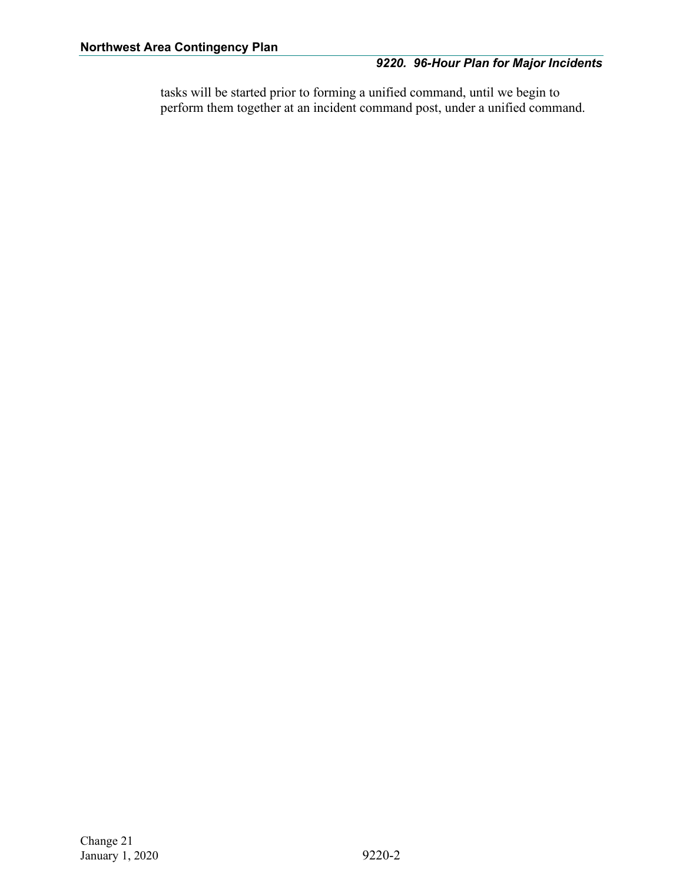tasks will be started prior to forming a unified command, until we begin to perform them together at an incident command post, under a unified command.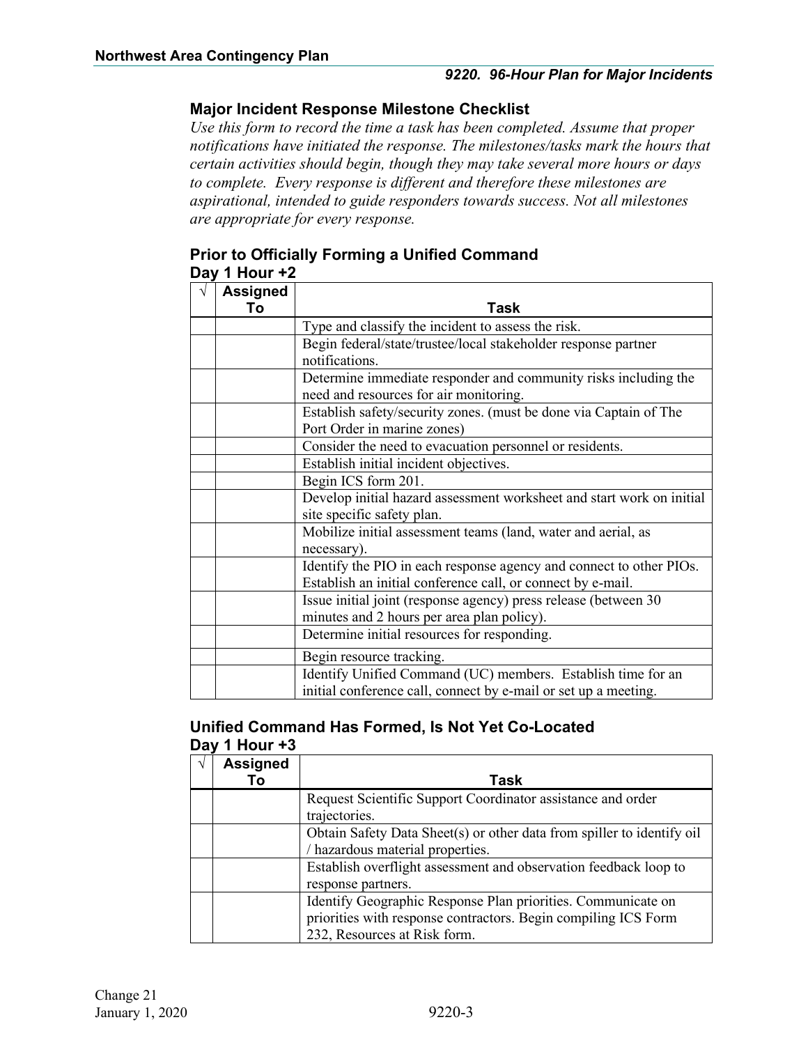## Major Incident Response Milestone Checklist

*Use this form to record the time a task has been completed. Assume that proper notifications have initiated the response. The milestones/tasks mark the hours that certain activities should begin, though they may take several more hours or days to complete. Every response is different and therefore these milestones are aspirational, intended to guide responders towards success. Not all milestones are appropriate for every response.*

### Prior to Officially Forming a Unified Command
### Day 1 Hour +2

| √ | Assigned To | Task |
|---|---|---|
| | | Type and classify the incident to assess the risk. |
| | | Begin federal/state/trustee/local stakeholder response partner notifications. |
| | | Determine immediate responder and community risks including the need and resources for air monitoring. |
| | | Establish safety/security zones. (must be done via Captain of The Port Order in marine zones) |
| | | Consider the need to evacuation personnel or residents. |
| | | Establish initial incident objectives. |
| | | Begin ICS form 201. |
| | | Develop initial hazard assessment worksheet and start work on initial site specific safety plan. |
| | | Mobilize initial assessment teams (land, water and aerial, as necessary). |
| | | Identify the PIO in each response agency and connect to other PIOs. Establish an initial conference call, or connect by e-mail. |
| | | Issue initial joint (response agency) press release (between 30 minutes and 2 hours per area plan policy). |
| | | Determine initial resources for responding. |
| | | Begin resource tracking. |
| | | Identify Unified Command (UC) members. Establish time for an initial conference call, connect by e-mail or set up a meeting. |

### Unified Command Has Formed, Is Not Yet Co-Located
### Day 1 Hour +3

| √ | Assigned To | Task |
|---|---|---|
| | | Request Scientific Support Coordinator assistance and order trajectories. |
| | | Obtain Safety Data Sheet(s) or other data from spiller to identify oil / hazardous material properties. |
| | | Establish overflight assessment and observation feedback loop to response partners. |
| | | Identify Geographic Response Plan priorities. Communicate on priorities with response contractors. Begin compiling ICS Form 232, Resources at Risk form. |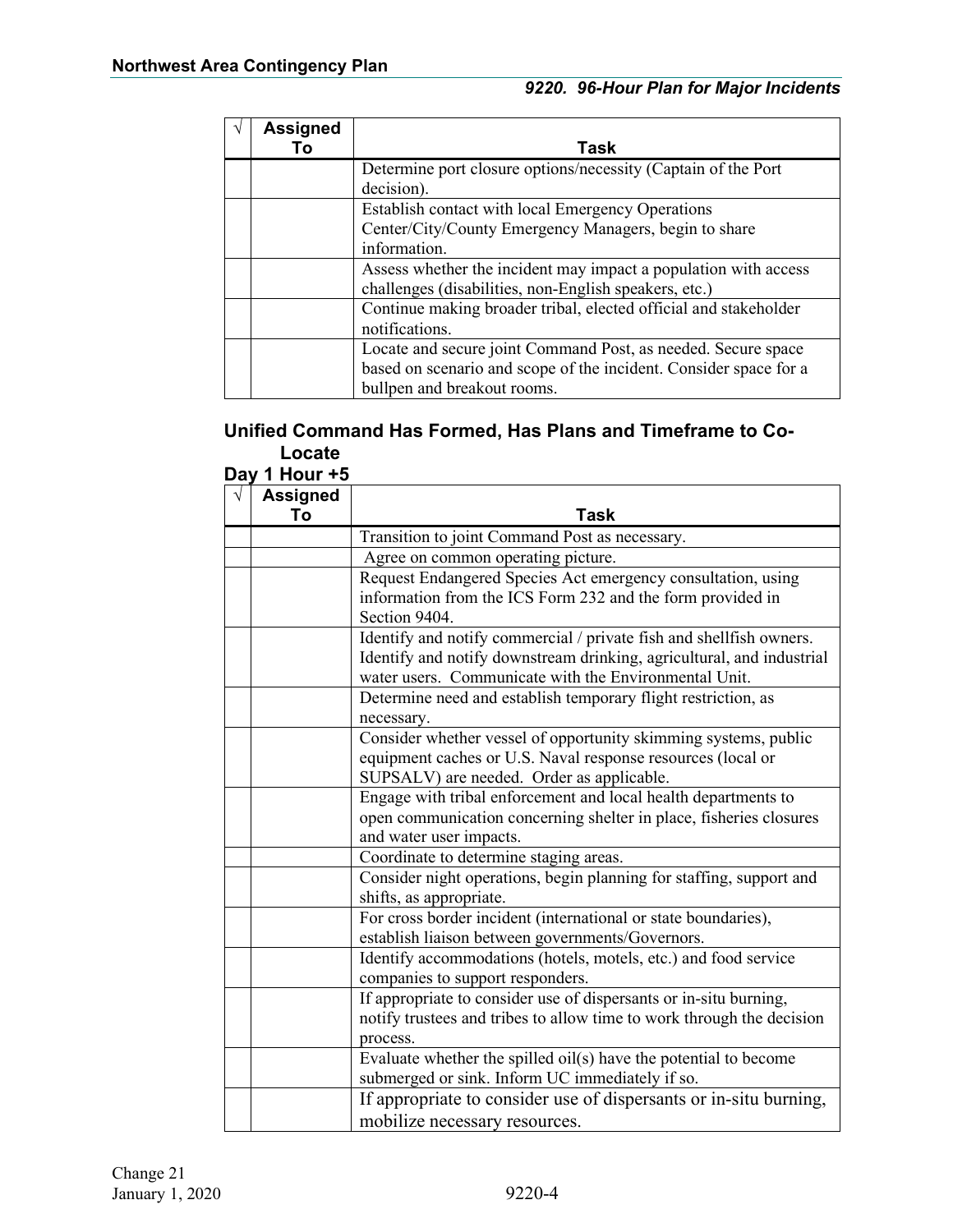| √ | Assigned To | Task |
|---|---|---|
| | | Determine port closure options/necessity (Captain of the Port decision). |
| | | Establish contact with local Emergency Operations Center/City/County Emergency Managers, begin to share information. |
| | | Assess whether the incident may impact a population with access challenges (disabilities, non-English speakers, etc.) |
| | | Continue making broader tribal, elected official and stakeholder notifications. |
| | | Locate and secure joint Command Post, as needed. Secure space based on scenario and scope of the incident. Consider space for a bullpen and breakout rooms. |

### Unified Command Has Formed, Has Plans and Timeframe to Co-Locate

### Day 1 Hour +5

| √ | Assigned To | Task |
|---|---|---|
| | | Transition to joint Command Post as necessary. |
| | | Agree on common operating picture. |
| | | Request Endangered Species Act emergency consultation, using information from the ICS Form 232 and the form provided in Section 9404. |
| | | Identify and notify commercial / private fish and shellfish owners. Identify and notify downstream drinking, agricultural, and industrial water users. Communicate with the Environmental Unit. |
| | | Determine need and establish temporary flight restriction, as necessary. |
| | | Consider whether vessel of opportunity skimming systems, public equipment caches or U.S. Naval response resources (local or SUPSALV) are needed. Order as applicable. |
| | | Engage with tribal enforcement and local health departments to open communication concerning shelter in place, fisheries closures and water user impacts. |
| | | Coordinate to determine staging areas. |
| | | Consider night operations, begin planning for staffing, support and shifts, as appropriate. |
| | | For cross border incident (international or state boundaries), establish liaison between governments/Governors. |
| | | Identify accommodations (hotels, motels, etc.) and food service companies to support responders. |
| | | If appropriate to consider use of dispersants or in-situ burning, notify trustees and tribes to allow time to work through the decision process. |
| | | Evaluate whether the spilled oil(s) have the potential to become submerged or sink. Inform UC immediately if so. |
| | | If appropriate to consider use of dispersants or in-situ burning, mobilize necessary resources. |

Change 21
January 1, 2020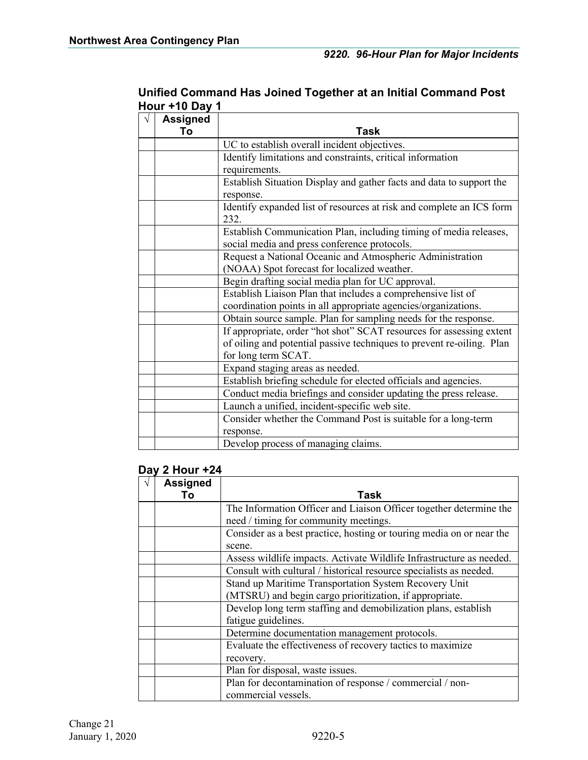### Unified Command Has Joined Together at an Initial Command Post Hour +10 Day 1

| √ | Assigned To | Task |
|---|---|---|
| | | UC to establish overall incident objectives. |
| | | Identify limitations and constraints, critical information requirements. |
| | | Establish Situation Display and gather facts and data to support the response. |
| | | Identify expanded list of resources at risk and complete an ICS form 232. |
| | | Establish Communication Plan, including timing of media releases, social media and press conference protocols. |
| | | Request a National Oceanic and Atmospheric Administration (NOAA) Spot forecast for localized weather. |
| | | Begin drafting social media plan for UC approval. |
| | | Establish Liaison Plan that includes a comprehensive list of coordination points in all appropriate agencies/organizations. |
| | | Obtain source sample. Plan for sampling needs for the response. |
| | | If appropriate, order "hot shot" SCAT resources for assessing extent of oiling and potential passive techniques to prevent re-oiling. Plan for long term SCAT. |
| | | Expand staging areas as needed. |
| | | Establish briefing schedule for elected officials and agencies. |
| | | Conduct media briefings and consider updating the press release. |
| | | Launch a unified, incident-specific web site. |
| | | Consider whether the Command Post is suitable for a long-term response. |
| | | Develop process of managing claims. |

### Day 2 Hour +24

| √ | Assigned To | Task |
|---|---|---|
| | | The Information Officer and Liaison Officer together determine the need / timing for community meetings. |
| | | Consider as a best practice, hosting or touring media on or near the scene. |
| | | Assess wildlife impacts. Activate Wildlife Infrastructure as needed. |
| | | Consult with cultural / historical resource specialists as needed. |
| | | Stand up Maritime Transportation System Recovery Unit (MTSRU) and begin cargo prioritization, if appropriate. |
| | | Develop long term staffing and demobilization plans, establish fatigue guidelines. |
| | | Determine documentation management protocols. |
| | | Evaluate the effectiveness of recovery tactics to maximize recovery. |
| | | Plan for disposal, waste issues. |
| | | Plan for decontamination of response / commercial / non-commercial vessels. |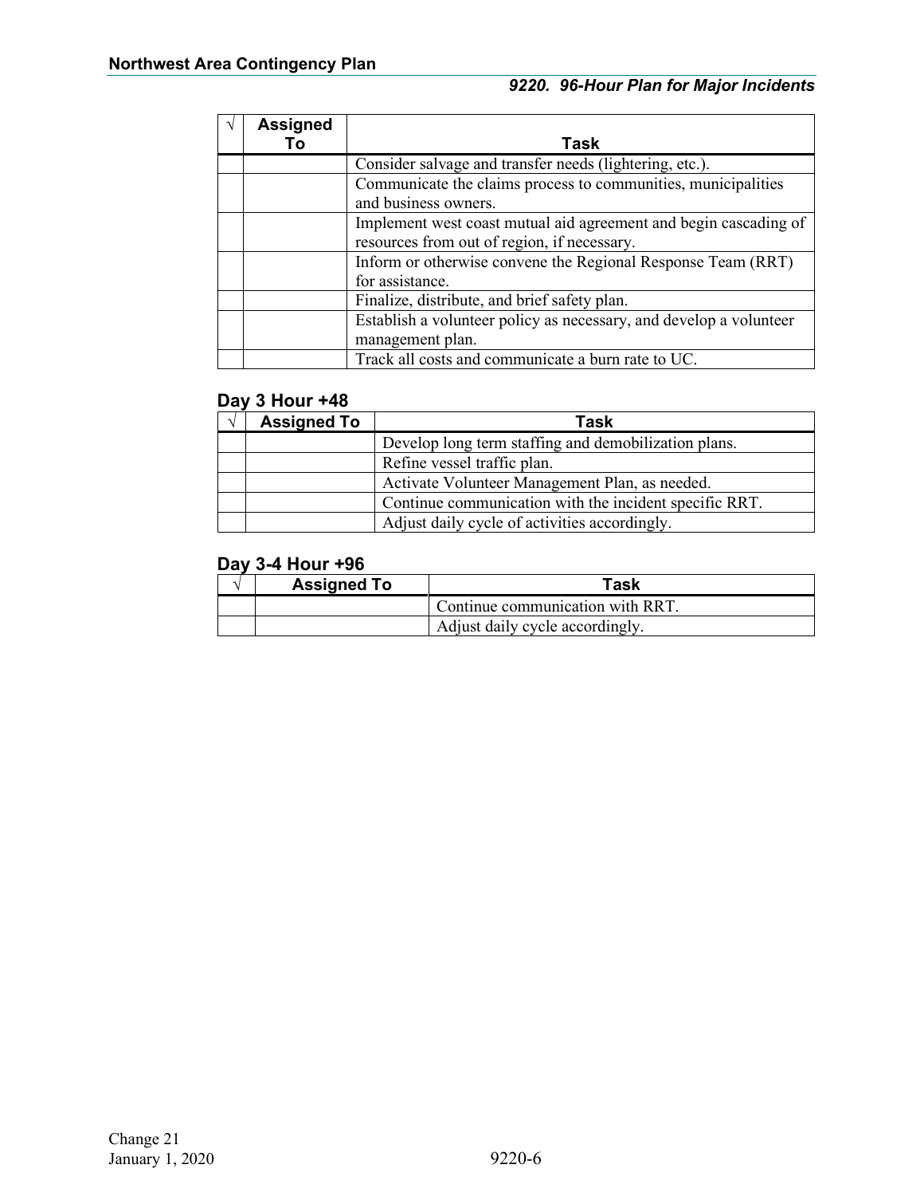| √ | Assigned To | Task |
|---|---|---|
| | | Consider salvage and transfer needs (lightering, etc.). |
| | | Communicate the claims process to communities, municipalities and business owners. |
| | | Implement west coast mutual aid agreement and begin cascading of resources from out of region, if necessary. |
| | | Inform or otherwise convene the Regional Response Team (RRT) for assistance. |
| | | Finalize, distribute, and brief safety plan. |
| | | Establish a volunteer policy as necessary, and develop a volunteer management plan. |
| | | Track all costs and communicate a burn rate to UC. |

### Day 3 Hour +48

| √ | Assigned To | Task |
|---|---|---|
| | | Develop long term staffing and demobilization plans. |
| | | Refine vessel traffic plan. |
| | | Activate Volunteer Management Plan, as needed. |
| | | Continue communication with the incident specific RRT. |
| | | Adjust daily cycle of activities accordingly. |

### Day 3-4 Hour +96

| √ | Assigned To | Task |
|---|---|---|
| | | Continue communication with RRT. |
| | | Adjust daily cycle accordingly. |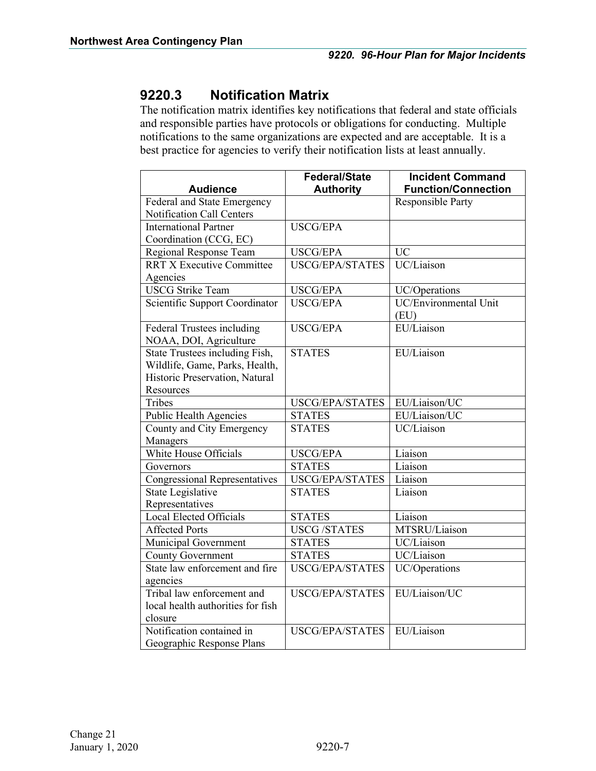## 9220.3 Notification Matrix

The notification matrix identifies key notifications that federal and state officials and responsible parties have protocols or obligations for conducting. Multiple notifications to the same organizations are expected and are acceptable. It is a best practice for agencies to verify their notification lists at least annually.

| Audience | Federal/State Authority | Incident Command Function/Connection |
|---|---|---|
| Federal and State Emergency Notification Call Centers | | Responsible Party |
| International Partner Coordination (CCG, EC) | USCG/EPA | |
| Regional Response Team | USCG/EPA | UC |
| RRT X Executive Committee Agencies | USCG/EPA/STATES | UC/Liaison |
| USCG Strike Team | USCG/EPA | UC/Operations |
| Scientific Support Coordinator | USCG/EPA | UC/Environmental Unit (EU) |
| Federal Trustees including NOAA, DOI, Agriculture | USCG/EPA | EU/Liaison |
| State Trustees including Fish, Wildlife, Game, Parks, Health, Historic Preservation, Natural Resources | STATES | EU/Liaison |
| Tribes | USCG/EPA/STATES | EU/Liaison/UC |
| Public Health Agencies | STATES | EU/Liaison/UC |
| County and City Emergency Managers | STATES | UC/Liaison |
| White House Officials | USCG/EPA | Liaison |
| Governors | STATES | Liaison |
| Congressional Representatives | USCG/EPA/STATES | Liaison |
| State Legislative Representatives | STATES | Liaison |
| Local Elected Officials | STATES | Liaison |
| Affected Ports | USCG /STATES | MTSRU/Liaison |
| Municipal Government | STATES | UC/Liaison |
| County Government | STATES | UC/Liaison |
| State law enforcement and fire agencies | USCG/EPA/STATES | UC/Operations |
| Tribal law enforcement and local health authorities for fish closure | USCG/EPA/STATES | EU/Liaison/UC |
| Notification contained in Geographic Response Plans | USCG/EPA/STATES | EU/Liaison |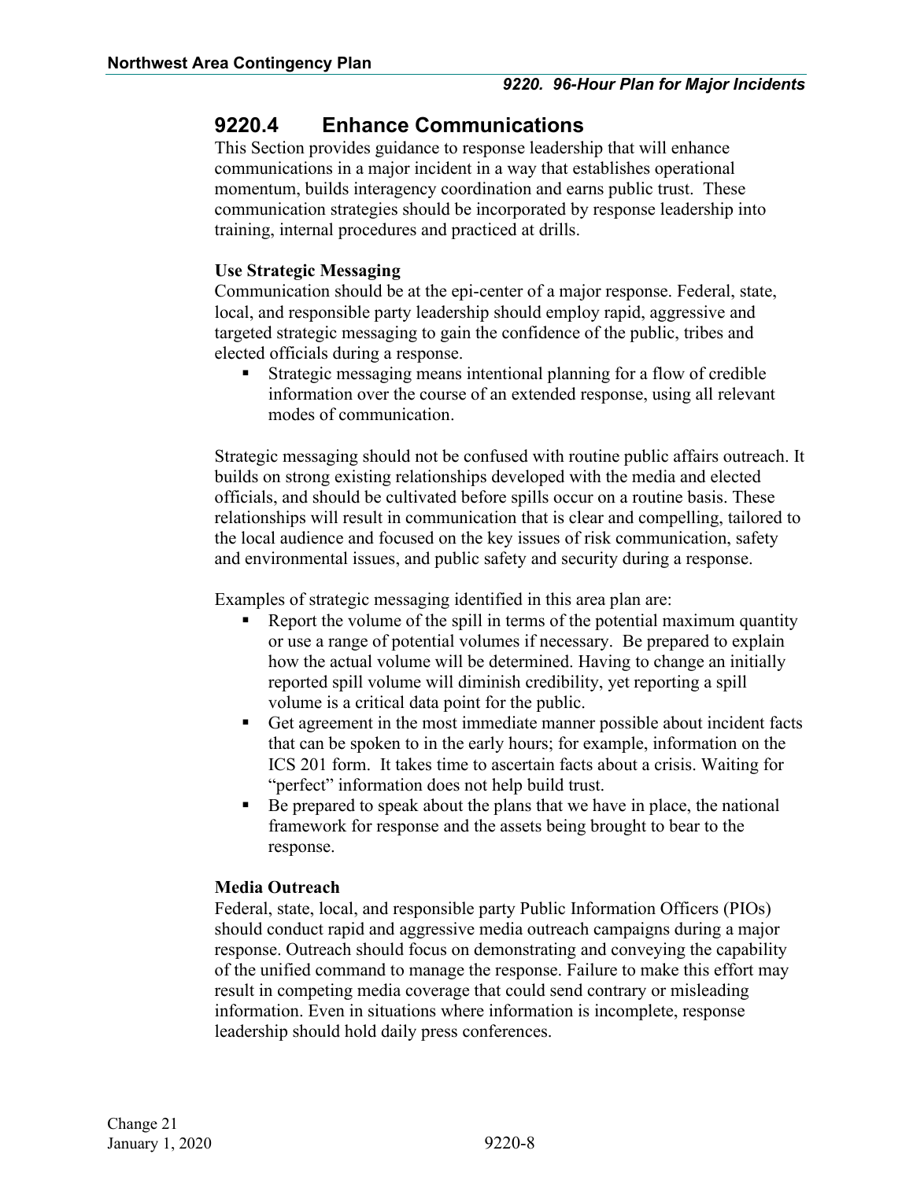## 9220.4 Enhance Communications

This Section provides guidance to response leadership that will enhance communications in a major incident in a way that establishes operational momentum, builds interagency coordination and earns public trust. These communication strategies should be incorporated by response leadership into training, internal procedures and practiced at drills.

**Use Strategic Messaging**

Communication should be at the epi-center of a major response. Federal, state, local, and responsible party leadership should employ rapid, aggressive and targeted strategic messaging to gain the confidence of the public, tribes and elected officials during a response.

- Strategic messaging means intentional planning for a flow of credible information over the course of an extended response, using all relevant modes of communication.

Strategic messaging should not be confused with routine public affairs outreach. It builds on strong existing relationships developed with the media and elected officials, and should be cultivated before spills occur on a routine basis. These relationships will result in communication that is clear and compelling, tailored to the local audience and focused on the key issues of risk communication, safety and environmental issues, and public safety and security during a response.

Examples of strategic messaging identified in this area plan are:

- Report the volume of the spill in terms of the potential maximum quantity or use a range of potential volumes if necessary. Be prepared to explain how the actual volume will be determined. Having to change an initially reported spill volume will diminish credibility, yet reporting a spill volume is a critical data point for the public.
- Get agreement in the most immediate manner possible about incident facts that can be spoken to in the early hours; for example, information on the ICS 201 form. It takes time to ascertain facts about a crisis. Waiting for "perfect" information does not help build trust.
- Be prepared to speak about the plans that we have in place, the national framework for response and the assets being brought to bear to the response.

**Media Outreach**

Federal, state, local, and responsible party Public Information Officers (PIOs) should conduct rapid and aggressive media outreach campaigns during a major response. Outreach should focus on demonstrating and conveying the capability of the unified command to manage the response. Failure to make this effort may result in competing media coverage that could send contrary or misleading information. Even in situations where information is incomplete, response leadership should hold daily press conferences.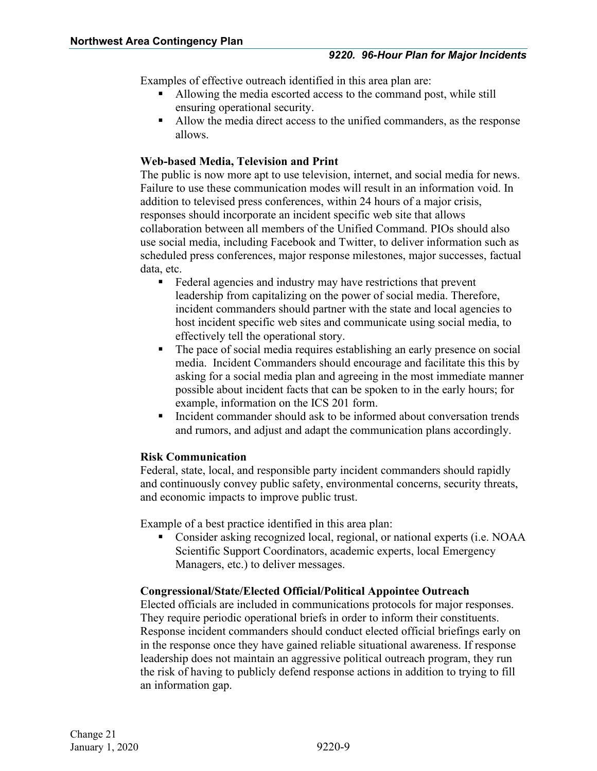Examples of effective outreach identified in this area plan are:

- Allowing the media escorted access to the command post, while still ensuring operational security.
- Allow the media direct access to the unified commanders, as the response allows.

**Web-based Media, Television and Print**

The public is now more apt to use television, internet, and social media for news. Failure to use these communication modes will result in an information void. In addition to televised press conferences, within 24 hours of a major crisis, responses should incorporate an incident specific web site that allows collaboration between all members of the Unified Command. PIOs should also use social media, including Facebook and Twitter, to deliver information such as scheduled press conferences, major response milestones, major successes, factual data, etc.

- Federal agencies and industry may have restrictions that prevent leadership from capitalizing on the power of social media. Therefore, incident commanders should partner with the state and local agencies to host incident specific web sites and communicate using social media, to effectively tell the operational story.
- The pace of social media requires establishing an early presence on social media. Incident Commanders should encourage and facilitate this this by asking for a social media plan and agreeing in the most immediate manner possible about incident facts that can be spoken to in the early hours; for example, information on the ICS 201 form.
- Incident commander should ask to be informed about conversation trends and rumors, and adjust and adapt the communication plans accordingly.

**Risk Communication**

Federal, state, local, and responsible party incident commanders should rapidly and continuously convey public safety, environmental concerns, security threats, and economic impacts to improve public trust.

Example of a best practice identified in this area plan:

- Consider asking recognized local, regional, or national experts (i.e. NOAA Scientific Support Coordinators, academic experts, local Emergency Managers, etc.) to deliver messages.

**Congressional/State/Elected Official/Political Appointee Outreach**

Elected officials are included in communications protocols for major responses. They require periodic operational briefs in order to inform their constituents. Response incident commanders should conduct elected official briefings early on in the response once they have gained reliable situational awareness. If response leadership does not maintain an aggressive political outreach program, they run the risk of having to publicly defend response actions in addition to trying to fill an information gap.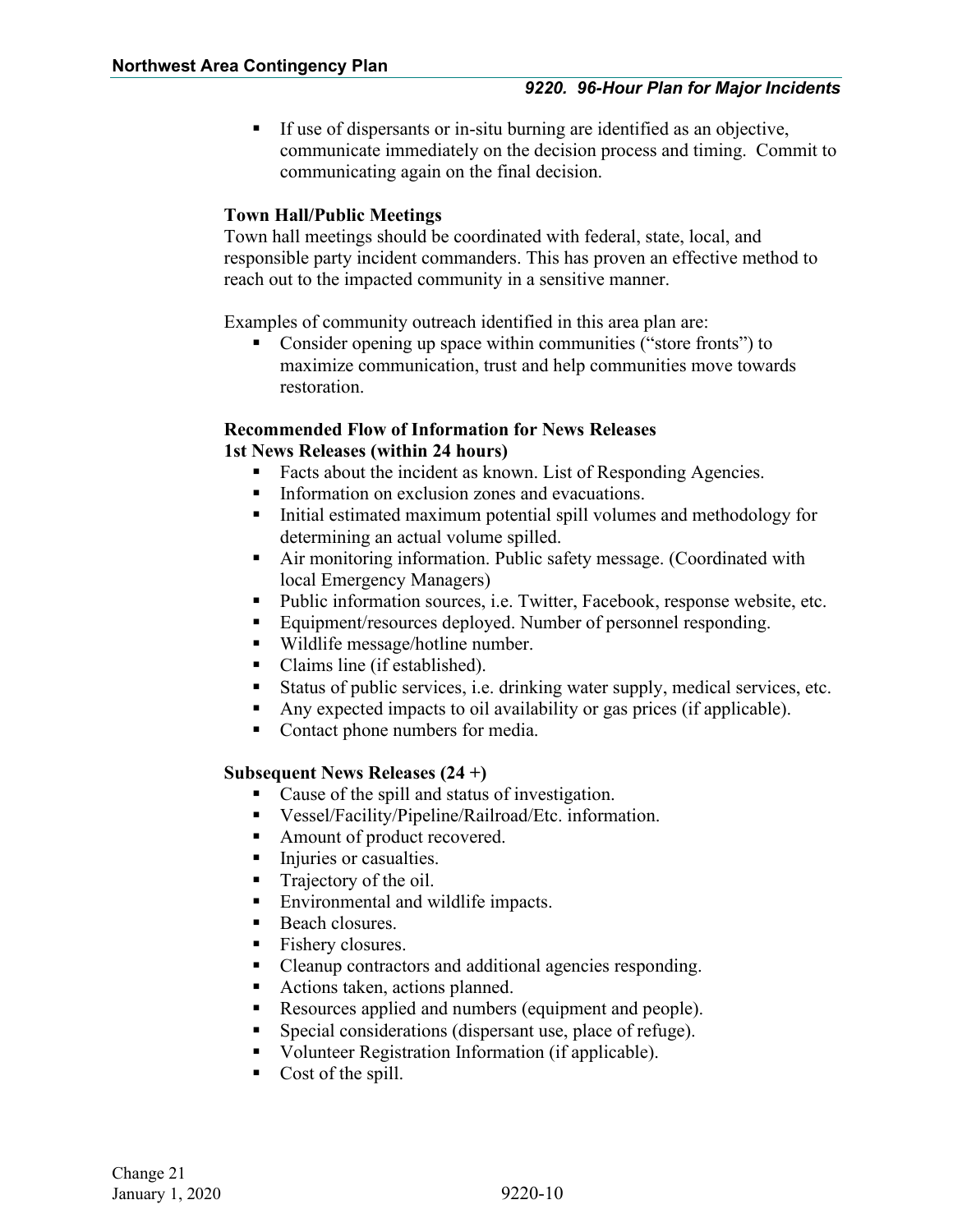- If use of dispersants or in-situ burning are identified as an objective, communicate immediately on the decision process and timing. Commit to communicating again on the final decision.

**Town Hall/Public Meetings**

Town hall meetings should be coordinated with federal, state, local, and responsible party incident commanders. This has proven an effective method to reach out to the impacted community in a sensitive manner.

Examples of community outreach identified in this area plan are:

- Consider opening up space within communities ("store fronts") to maximize communication, trust and help communities move towards restoration.

**Recommended Flow of Information for News Releases**

**1st News Releases (within 24 hours)**

- Facts about the incident as known. List of Responding Agencies.
- Information on exclusion zones and evacuations.
- Initial estimated maximum potential spill volumes and methodology for determining an actual volume spilled.
- Air monitoring information. Public safety message. (Coordinated with local Emergency Managers)
- Public information sources, i.e. Twitter, Facebook, response website, etc.
- Equipment/resources deployed. Number of personnel responding.
- Wildlife message/hotline number.
- Claims line (if established).
- Status of public services, i.e. drinking water supply, medical services, etc.
- Any expected impacts to oil availability or gas prices (if applicable).
- Contact phone numbers for media.

**Subsequent News Releases (24 +)**

- Cause of the spill and status of investigation.
- Vessel/Facility/Pipeline/Railroad/Etc. information.
- Amount of product recovered.
- Injuries or casualties.
- Trajectory of the oil.
- Environmental and wildlife impacts.
- Beach closures.
- Fishery closures.
- Cleanup contractors and additional agencies responding.
- Actions taken, actions planned.
- Resources applied and numbers (equipment and people).
- Special considerations (dispersant use, place of refuge).
- Volunteer Registration Information (if applicable).
- Cost of the spill.